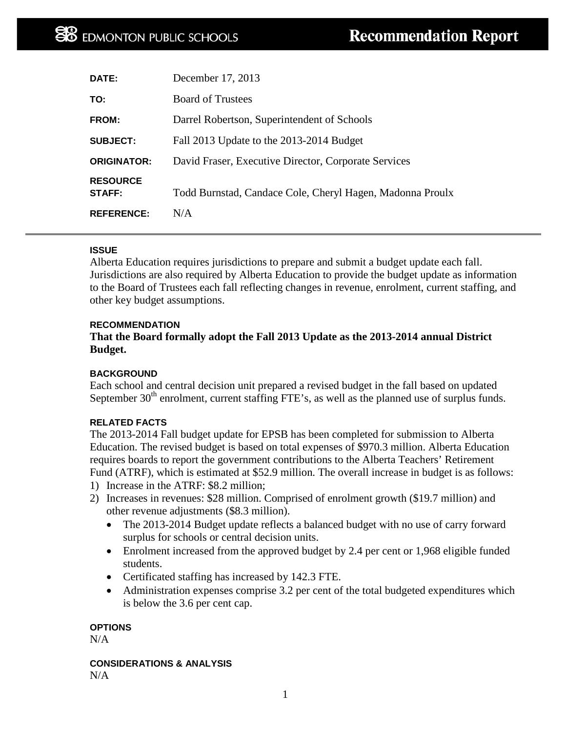EDMONTON PUBLIC SCHOOLS

# Recommendation Report

| | |
|---|---|
| **DATE:** | December 17, 2013 |
| **TO:** | Board of Trustees |
| **FROM:** | Darrel Robertson, Superintendent of Schools |
| **SUBJECT:** | Fall 2013 Update to the 2013-2014 Budget |
| **ORIGINATOR:** | David Fraser, Executive Director, Corporate Services |
| **RESOURCE STAFF:** | Todd Burnstad, Candace Cole, Cheryl Hagen, Madonna Proulx |
| **REFERENCE:** | N/A |

### ISSUE

Alberta Education requires jurisdictions to prepare and submit a budget update each fall. Jurisdictions are also required by Alberta Education to provide the budget update as information to the Board of Trustees each fall reflecting changes in revenue, enrolment, current staffing, and other key budget assumptions.

### RECOMMENDATION

**That the Board formally adopt the Fall 2013 Update as the 2013-2014 annual District Budget.**

### BACKGROUND

Each school and central decision unit prepared a revised budget in the fall based on updated September 30th enrolment, current staffing FTE's, as well as the planned use of surplus funds.

### RELATED FACTS

The 2013-2014 Fall budget update for EPSB has been completed for submission to Alberta Education. The revised budget is based on total expenses of $970.3 million. Alberta Education requires boards to report the government contributions to the Alberta Teachers' Retirement Fund (ATRF), which is estimated at $52.9 million. The overall increase in budget is as follows:

1) Increase in the ATRF: $8.2 million;
2) Increases in revenues: $28 million. Comprised of enrolment growth ($19.7 million) and other revenue adjustments ($8.3 million).
   - The 2013-2014 Budget update reflects a balanced budget with no use of carry forward surplus for schools or central decision units.
   - Enrolment increased from the approved budget by 2.4 per cent or 1,968 eligible funded students.
   - Certificated staffing has increased by 142.3 FTE.
   - Administration expenses comprise 3.2 per cent of the total budgeted expenditures which is below the 3.6 per cent cap.

### OPTIONS

N/A

### CONSIDERATIONS & ANALYSIS

N/A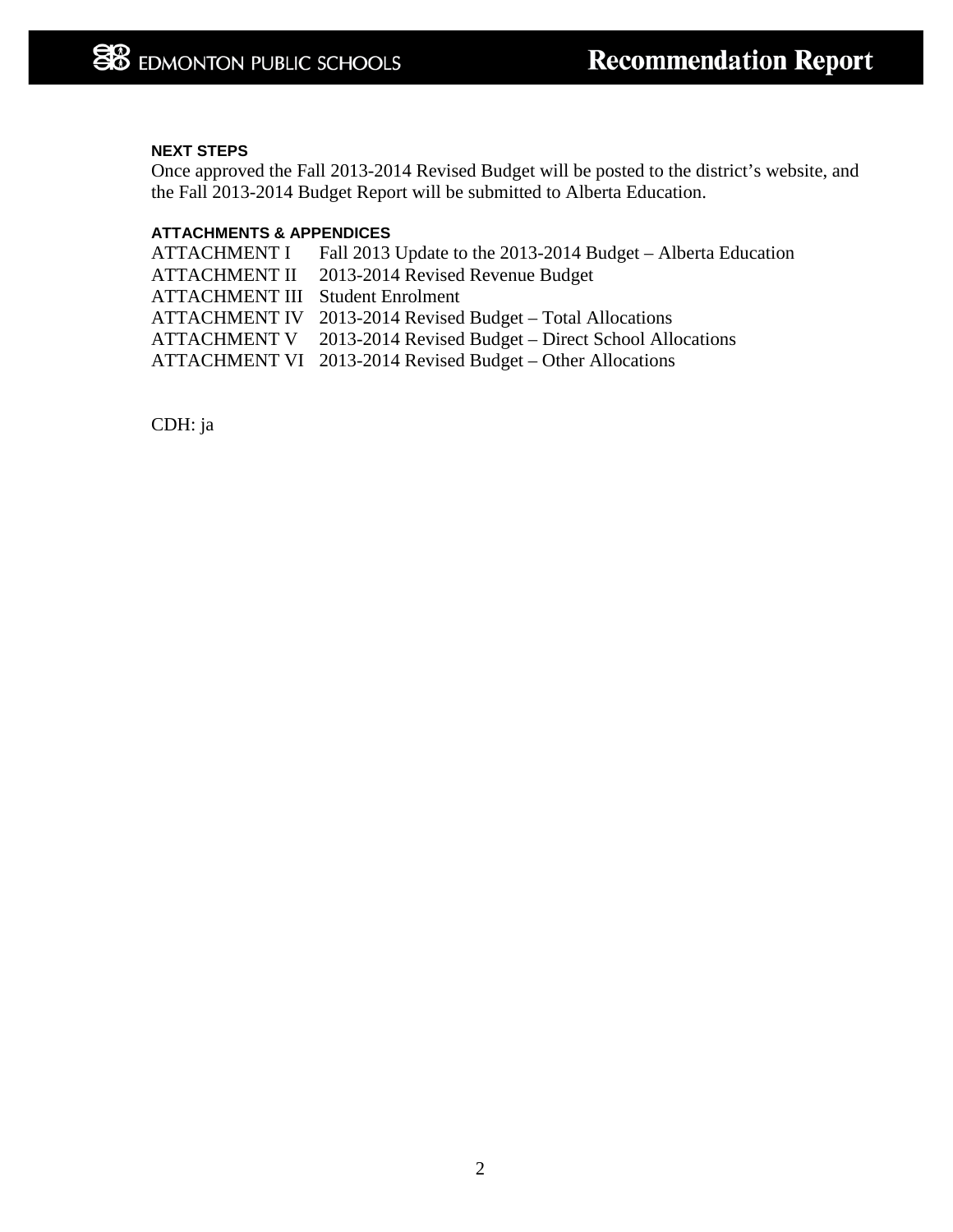#### NEXT STEPS

Once approved the Fall 2013-2014 Revised Budget will be posted to the district's website, and the Fall 2013-2014 Budget Report will be submitted to Alberta Education.

#### ATTACHMENTS & APPENDICES

| | |
|---|---|
| ATTACHMENT I | Fall 2013 Update to the 2013-2014 Budget – Alberta Education |
| ATTACHMENT II | 2013-2014 Revised Revenue Budget |
| ATTACHMENT III | Student Enrolment |
| ATTACHMENT IV | 2013-2014 Revised Budget – Total Allocations |
| ATTACHMENT V | 2013-2014 Revised Budget – Direct School Allocations |
| ATTACHMENT VI | 2013-2014 Revised Budget – Other Allocations |

CDH: ja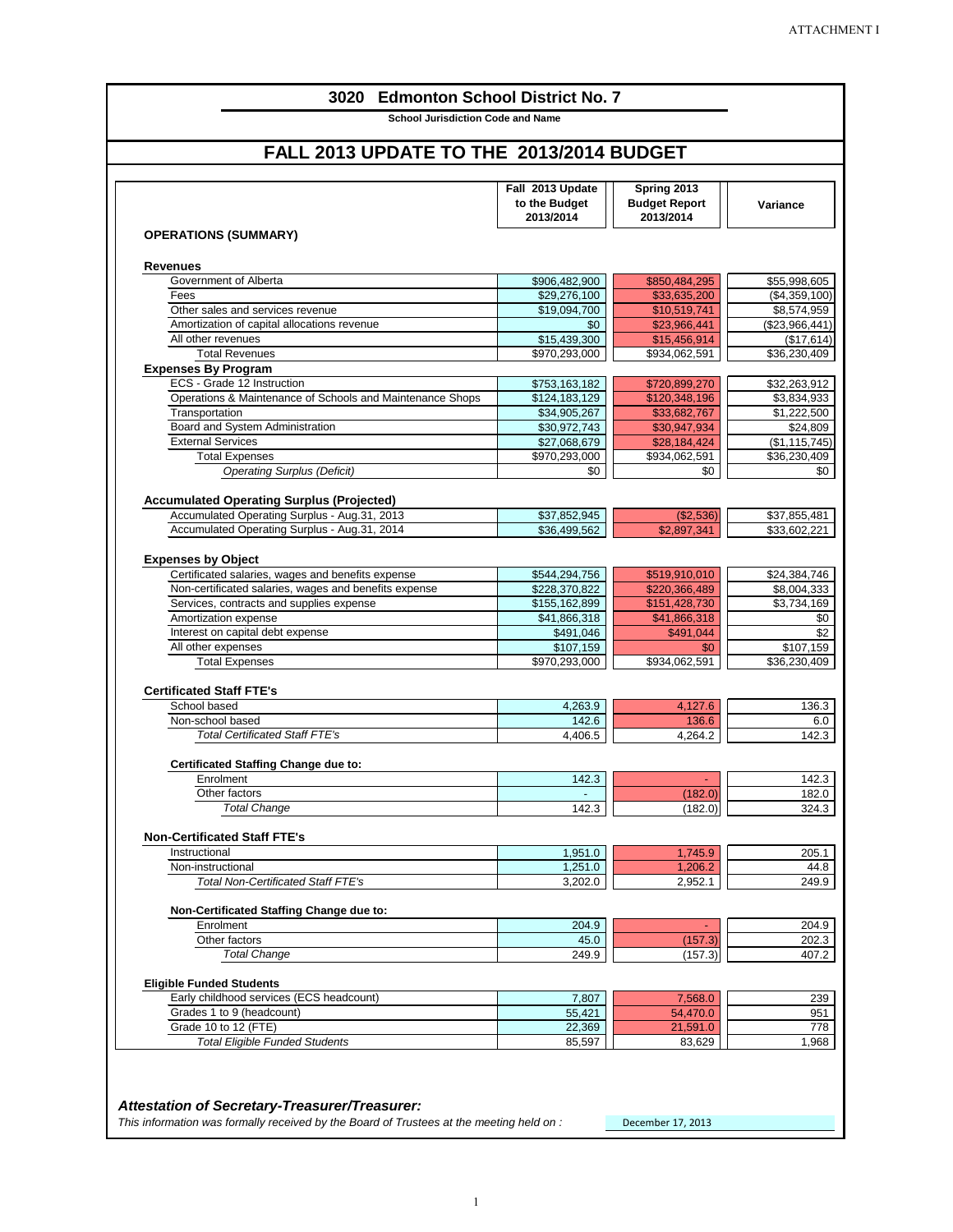ATTACHMENT I

# 3020 Edmonton School District No. 7

**School Jurisdiction Code and Name**

## FALL 2013 UPDATE TO THE 2013/2014 BUDGET

| | Fall 2013 Update to the Budget 2013/2014 | Spring 2013 Budget Report 2013/2014 | Variance |
|---|---|---|---|
| **OPERATIONS (SUMMARY)** | | | |
| **Revenues** | | | |
| Government of Alberta | $906,482,900 | $850,484,295 | $55,998,605 |
| Fees | $29,276,100 | $33,635,200 | ($4,359,100) |
| Other sales and services revenue | $19,094,700 | $10,519,741 | $8,574,959 |
| Amortization of capital allocations revenue | $0 | $23,966,441 | ($23,966,441) |
| All other revenues | $15,439,300 | $15,456,914 | ($17,614) |
| Total Revenues | $970,293,000 | $934,062,591 | $36,230,409 |
| **Expenses By Program** | | | |
| ECS - Grade 12 Instruction | $753,163,182 | $720,899,270 | $32,263,912 |
| Operations & Maintenance of Schools and Maintenance Shops | $124,183,129 | $120,348,196 | $3,834,933 |
| Transportation | $34,905,267 | $33,682,767 | $1,222,500 |
| Board and System Administration | $30,972,743 | $30,947,934 | $24,809 |
| External Services | $27,068,679 | $28,184,424 | ($1,115,745) |
| Total Expenses | $970,293,000 | $934,062,591 | $36,230,409 |
| *Operating Surplus (Deficit)* | $0 | $0 | $0 |
| **Accumulated Operating Surplus (Projected)** | | | |
| Accumulated Operating Surplus - Aug.31, 2013 | $37,852,945 | ($2,536) | $37,855,481 |
| Accumulated Operating Surplus - Aug.31, 2014 | $36,499,562 | $2,897,341 | $33,602,221 |
| **Expenses by Object** | | | |
| Certificated salaries, wages and benefits expense | $544,294,756 | $519,910,010 | $24,384,746 |
| Non-certificated salaries, wages and benefits expense | $228,370,822 | $220,366,489 | $8,004,333 |
| Services, contracts and supplies expense | $155,162,899 | $151,428,730 | $3,734,169 |
| Amortization expense | $41,866,318 | $41,866,318 | $0 |
| Interest on capital debt expense | $491,046 | $491,044 | $2 |
| All other expenses | $107,159 | $0 | $107,159 |
| Total Expenses | $970,293,000 | $934,062,591 | $36,230,409 |
| **Certificated Staff FTE's** | | | |
| School based | 4,263.9 | 4,127.6 | 136.3 |
| Non-school based | 142.6 | 136.6 | 6.0 |
| *Total Certificated Staff FTE's* | 4,406.5 | 4,264.2 | 142.3 |
| **Certificated Staffing Change due to:** | | | |
| Enrolment | 142.3 | - | 142.3 |
| Other factors | - | (182.0) | 182.0 |
| *Total Change* | 142.3 | (182.0) | 324.3 |
| **Non-Certificated Staff FTE's** | | | |
| Instructional | 1,951.0 | 1,745.9 | 205.1 |
| Non-instructional | 1,251.0 | 1,206.2 | 44.8 |
| *Total Non-Certificated Staff FTE's* | 3,202.0 | 2,952.1 | 249.9 |
| **Non-Certificated Staffing Change due to:** | | | |
| Enrolment | 204.9 | - | 204.9 |
| Other factors | 45.0 | (157.3) | 202.3 |
| *Total Change* | 249.9 | (157.3) | 407.2 |
| **Eligible Funded Students** | | | |
| Early childhood services (ECS headcount) | 7,807 | 7,568.0 | 239 |
| Grades 1 to 9 (headcount) | 55,421 | 54,470.0 | 951 |
| Grade 10 to 12 (FTE) | 22,369 | 21,591.0 | 778 |
| *Total Eligible Funded Students* | 85,597 | 83,629 | 1,968 |

***Attestation of Secretary-Treasurer/Treasurer:***

*This information was formally received by the Board of Trustees at the meeting held on :* December 17, 2013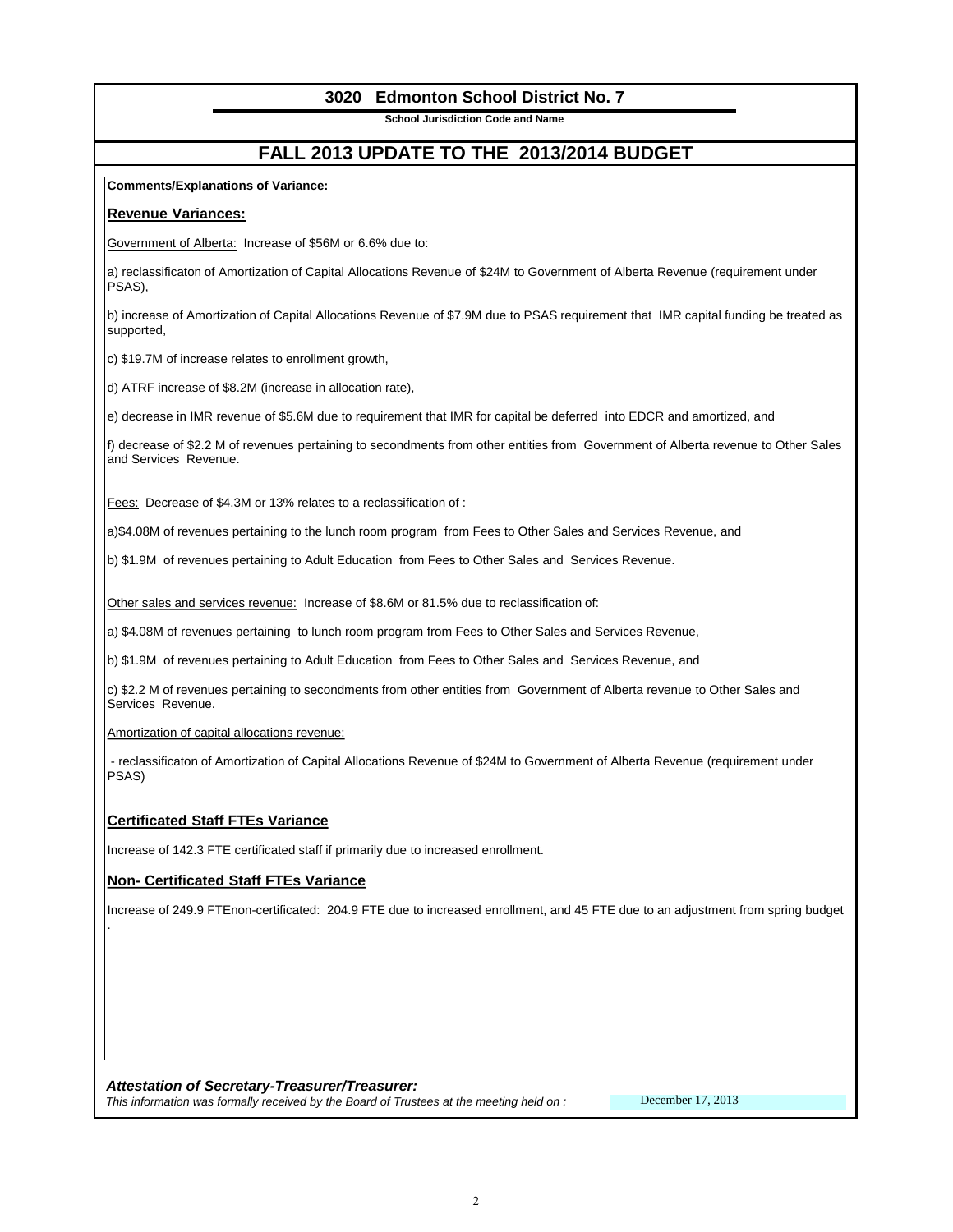# 3020 Edmonton School District No. 7

**School Jurisdiction Code and Name**

## FALL 2013 UPDATE TO THE 2013/2014 BUDGET

**Comments/Explanations of Variance:**

### Revenue Variances:

Government of Alberta: Increase of $56M or 6.6% due to:

a) reclassificaton of Amortization of Capital Allocations Revenue of $24M to Government of Alberta Revenue (requirement under PSAS),

b) increase of Amortization of Capital Allocations Revenue of $7.9M due to PSAS requirement that IMR capital funding be treated as supported,

c) $19.7M of increase relates to enrollment growth,

d) ATRF increase of $8.2M (increase in allocation rate),

e) decrease in IMR revenue of $5.6M due to requirement that IMR for capital be deferred into EDCR and amortized, and

f) decrease of $2.2 M of revenues pertaining to secondments from other entities from Government of Alberta revenue to Other Sales and Services Revenue.

Fees: Decrease of $4.3M or 13% relates to a reclassification of :

a)$4.08M of revenues pertaining to the lunch room program from Fees to Other Sales and Services Revenue, and

b) $1.9M of revenues pertaining to Adult Education from Fees to Other Sales and Services Revenue.

Other sales and services revenue: Increase of $8.6M or 81.5% due to reclassification of:

a) $4.08M of revenues pertaining to lunch room program from Fees to Other Sales and Services Revenue,

b) $1.9M of revenues pertaining to Adult Education from Fees to Other Sales and Services Revenue, and

c) $2.2 M of revenues pertaining to secondments from other entities from Government of Alberta revenue to Other Sales and Services Revenue.

Amortization of capital allocations revenue:

- reclassificaton of Amortization of Capital Allocations Revenue of $24M to Government of Alberta Revenue (requirement under PSAS)

### Certificated Staff FTEs Variance

Increase of 142.3 FTE certificated staff if primarily due to increased enrollment.

### Non- Certificated Staff FTEs Variance

Increase of 249.9 FTEnon-certificated: 204.9 FTE due to increased enrollment, and 45 FTE due to an adjustment from spring budget.

***Attestation of Secretary-Treasurer/Treasurer:***

*This information was formally received by the Board of Trustees at the meeting held on :* December 17, 2013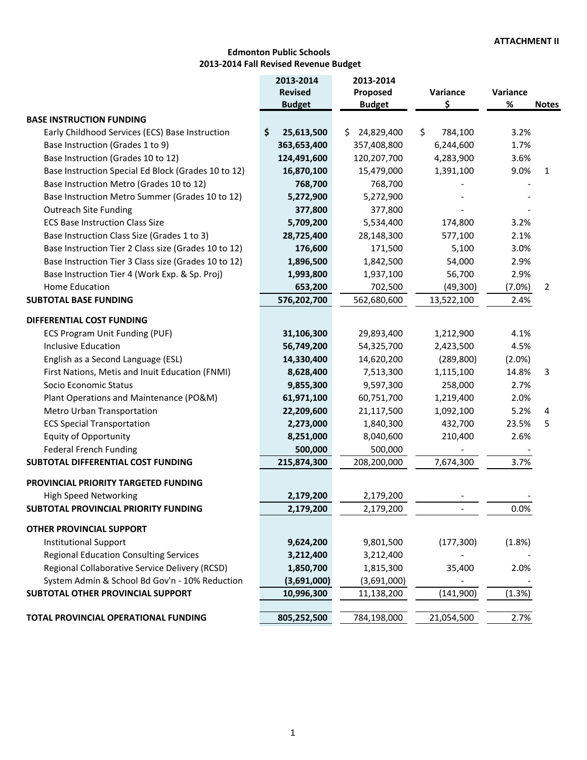ATTACHMENT II

**Edmonton Public Schools**
**2013-2014 Fall Revised Revenue Budget**

| | 2013-2014 Revised Budget | 2013-2014 Proposed Budget | Variance $ | Variance % | Notes |
|---|---|---|---|---|---|
| **BASE INSTRUCTION FUNDING** | | | | | |
| Early Childhood Services (ECS) Base Instruction | **$ 25,613,500** | $ 24,829,400 | $ 784,100 | 3.2% | |
| Base Instruction (Grades 1 to 9) | **363,653,400** | 357,408,800 | 6,244,600 | 1.7% | |
| Base Instruction (Grades 10 to 12) | **124,491,600** | 120,207,700 | 4,283,900 | 3.6% | |
| Base Instruction Special Ed Block (Grades 10 to 12) | **16,870,100** | 15,479,000 | 1,391,100 | 9.0% | 1 |
| Base Instruction Metro (Grades 10 to 12) | **768,700** | 768,700 | - | - | |
| Base Instruction Metro Summer (Grades 10 to 12) | **5,272,900** | 5,272,900 | - | - | |
| Outreach Site Funding | **377,800** | 377,800 | - | - | |
| ECS Base Instruction Class Size | **5,709,200** | 5,534,400 | 174,800 | 3.2% | |
| Base Instruction Class Size (Grades 1 to 3) | **28,725,400** | 28,148,300 | 577,100 | 2.1% | |
| Base Instruction Tier 2 Class size (Grades 10 to 12) | **176,600** | 171,500 | 5,100 | 3.0% | |
| Base Instruction Tier 3 Class size (Grades 10 to 12) | **1,896,500** | 1,842,500 | 54,000 | 2.9% | |
| Base Instruction Tier 4 (Work Exp. & Sp. Proj) | **1,993,800** | 1,937,100 | 56,700 | 2.9% | |
| Home Education | **653,200** | 702,500 | (49,300) | (7.0%) | 2 |
| **SUBTOTAL BASE FUNDING** | **576,202,700** | 562,680,600 | 13,522,100 | 2.4% | |
| **DIFFERENTIAL COST FUNDING** | | | | | |
| ECS Program Unit Funding (PUF) | **31,106,300** | 29,893,400 | 1,212,900 | 4.1% | |
| Inclusive Education | **56,749,200** | 54,325,700 | 2,423,500 | 4.5% | |
| English as a Second Language (ESL) | **14,330,400** | 14,620,200 | (289,800) | (2.0%) | |
| First Nations, Metis and Inuit Education (FNMI) | **8,628,400** | 7,513,300 | 1,115,100 | 14.8% | 3 |
| Socio Economic Status | **9,855,300** | 9,597,300 | 258,000 | 2.7% | |
| Plant Operations and Maintenance (PO&M) | **61,971,100** | 60,751,700 | 1,219,400 | 2.0% | |
| Metro Urban Transportation | **22,209,600** | 21,117,500 | 1,092,100 | 5.2% | 4 |
| ECS Special Transportation | **2,273,000** | 1,840,300 | 432,700 | 23.5% | 5 |
| Equity of Opportunity | **8,251,000** | 8,040,600 | 210,400 | 2.6% | |
| Federal French Funding | **500,000** | 500,000 | - | - | |
| **SUBTOTAL DIFFERENTIAL COST FUNDING** | **215,874,300** | 208,200,000 | 7,674,300 | 3.7% | |
| **PROVINCIAL PRIORITY TARGETED FUNDING** | | | | | |
| High Speed Networking | **2,179,200** | 2,179,200 | - | - | |
| **SUBTOTAL PROVINCIAL PRIORITY FUNDING** | **2,179,200** | 2,179,200 | - | 0.0% | |
| **OTHER PROVINCIAL SUPPORT** | | | | | |
| Institutional Support | **9,624,200** | 9,801,500 | (177,300) | (1.8%) | |
| Regional Education Consulting Services | **3,212,400** | 3,212,400 | - | - | |
| Regional Collaborative Service Delivery (RCSD) | **1,850,700** | 1,815,300 | 35,400 | 2.0% | |
| System Admin & School Bd Gov'n - 10% Reduction | **(3,691,000)** | (3,691,000) | - | - | |
| **SUBTOTAL OTHER PROVINCIAL SUPPORT** | **10,996,300** | 11,138,200 | (141,900) | (1.3%) | |
| **TOTAL PROVINCIAL OPERATIONAL FUNDING** | **805,252,500** | 784,198,000 | 21,054,500 | 2.7% | |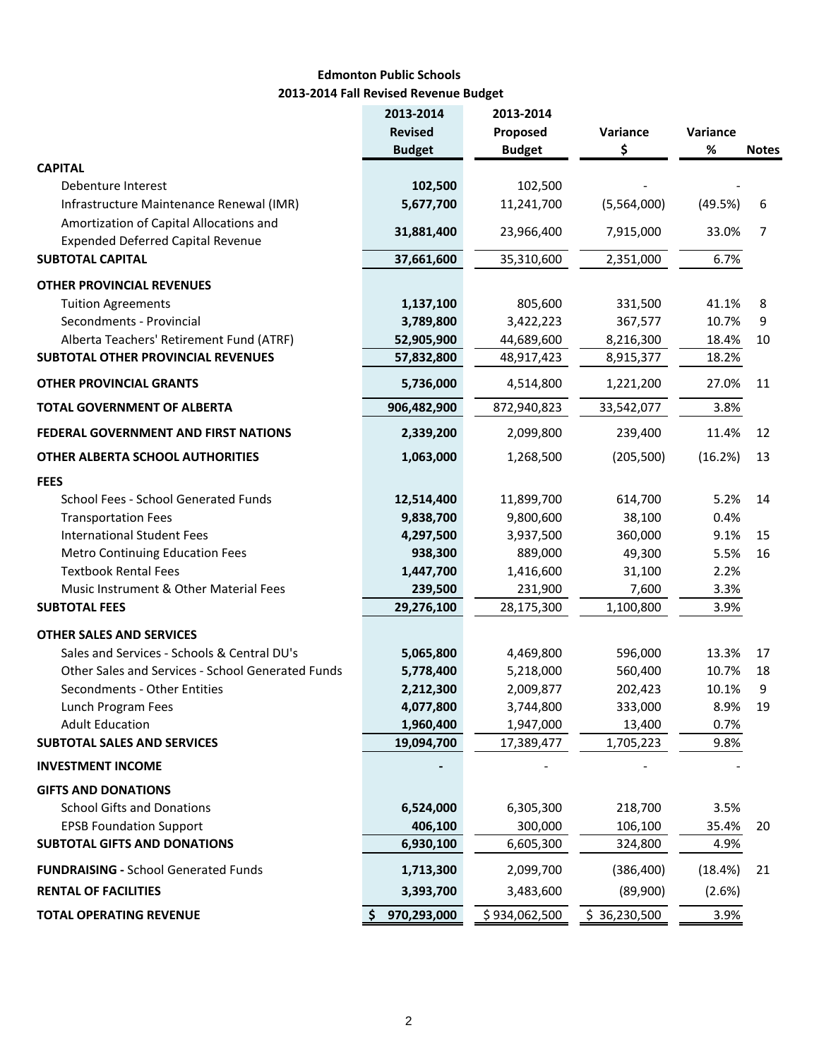**Edmonton Public Schools**
**2013-2014 Fall Revised Revenue Budget**

| | 2013-2014 Revised Budget | 2013-2014 Proposed Budget | Variance $ | Variance % | Notes |
|---|---|---|---|---|---|
| **CAPITAL** | | | | | |
| Debenture Interest | **102,500** | 102,500 | - | - | |
| Infrastructure Maintenance Renewal (IMR) | **5,677,700** | 11,241,700 | (5,564,000) | (49.5%) | 6 |
| Amortization of Capital Allocations and Expended Deferred Capital Revenue | **31,881,400** | 23,966,400 | 7,915,000 | 33.0% | 7 |
| **SUBTOTAL CAPITAL** | **37,661,600** | 35,310,600 | 2,351,000 | 6.7% | |
| **OTHER PROVINCIAL REVENUES** | | | | | |
| Tuition Agreements | **1,137,100** | 805,600 | 331,500 | 41.1% | 8 |
| Secondments - Provincial | **3,789,800** | 3,422,223 | 367,577 | 10.7% | 9 |
| Alberta Teachers' Retirement Fund (ATRF) | **52,905,900** | 44,689,600 | 8,216,300 | 18.4% | 10 |
| **SUBTOTAL OTHER PROVINCIAL REVENUES** | **57,832,800** | 48,917,423 | 8,915,377 | 18.2% | |
| **OTHER PROVINCIAL GRANTS** | **5,736,000** | 4,514,800 | 1,221,200 | 27.0% | 11 |
| **TOTAL GOVERNMENT OF ALBERTA** | **906,482,900** | 872,940,823 | 33,542,077 | 3.8% | |
| **FEDERAL GOVERNMENT AND FIRST NATIONS** | **2,339,200** | 2,099,800 | 239,400 | 11.4% | 12 |
| **OTHER ALBERTA SCHOOL AUTHORITIES** | **1,063,000** | 1,268,500 | (205,500) | (16.2%) | 13 |
| **FEES** | | | | | |
| School Fees - School Generated Funds | **12,514,400** | 11,899,700 | 614,700 | 5.2% | 14 |
| Transportation Fees | **9,838,700** | 9,800,600 | 38,100 | 0.4% | |
| International Student Fees | **4,297,500** | 3,937,500 | 360,000 | 9.1% | 15 |
| Metro Continuing Education Fees | **938,300** | 889,000 | 49,300 | 5.5% | 16 |
| Textbook Rental Fees | **1,447,700** | 1,416,600 | 31,100 | 2.2% | |
| Music Instrument & Other Material Fees | **239,500** | 231,900 | 7,600 | 3.3% | |
| **SUBTOTAL FEES** | **29,276,100** | 28,175,300 | 1,100,800 | 3.9% | |
| **OTHER SALES AND SERVICES** | | | | | |
| Sales and Services - Schools & Central DU's | **5,065,800** | 4,469,800 | 596,000 | 13.3% | 17 |
| Other Sales and Services - School Generated Funds | **5,778,400** | 5,218,000 | 560,400 | 10.7% | 18 |
| Secondments - Other Entities | **2,212,300** | 2,009,877 | 202,423 | 10.1% | 9 |
| Lunch Program Fees | **4,077,800** | 3,744,800 | 333,000 | 8.9% | 19 |
| Adult Education | **1,960,400** | 1,947,000 | 13,400 | 0.7% | |
| **SUBTOTAL SALES AND SERVICES** | **19,094,700** | 17,389,477 | 1,705,223 | 9.8% | |
| **INVESTMENT INCOME** | **-** | - | - | - | |
| **GIFTS AND DONATIONS** | | | | | |
| School Gifts and Donations | **6,524,000** | 6,305,300 | 218,700 | 3.5% | |
| EPSB Foundation Support | **406,100** | 300,000 | 106,100 | 35.4% | 20 |
| **SUBTOTAL GIFTS AND DONATIONS** | **6,930,100** | 6,605,300 | 324,800 | 4.9% | |
| **FUNDRAISING -** School Generated Funds | **1,713,300** | 2,099,700 | (386,400) | (18.4%) | 21 |
| **RENTAL OF FACILITIES** | **3,393,700** | 3,483,600 | (89,900) | (2.6%) | |
| **TOTAL OPERATING REVENUE** | **$ 970,293,000** | $ 934,062,500 | $ 36,230,500 | 3.9% | |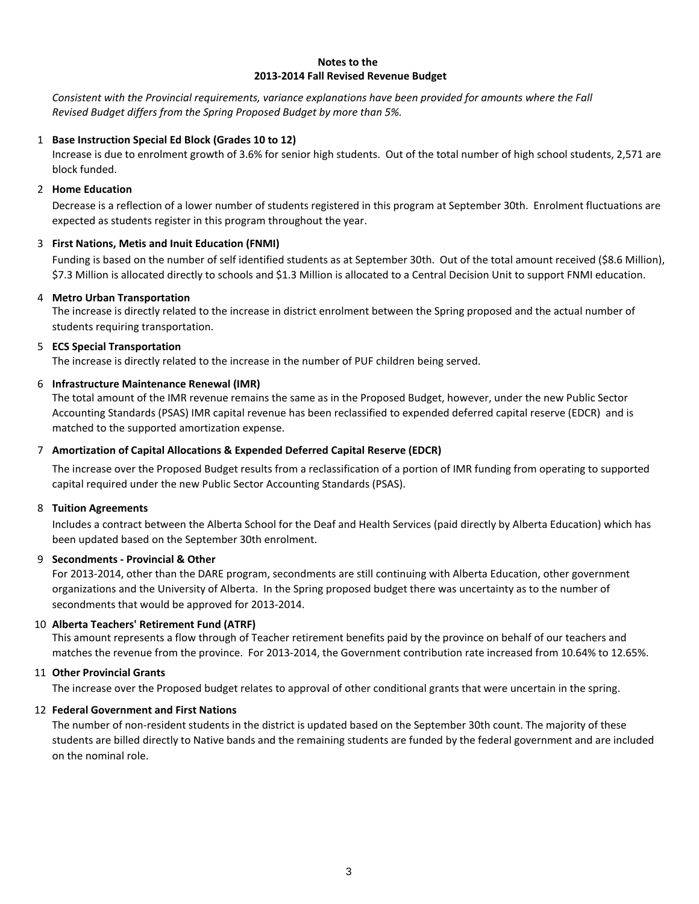**Notes to the**
**2013-2014 Fall Revised Revenue Budget**

*Consistent with the Provincial requirements, variance explanations have been provided for amounts where the Fall Revised Budget differs from the Spring Proposed Budget by more than 5%.*

1 **Base Instruction Special Ed Block (Grades 10 to 12)**

Increase is due to enrolment growth of 3.6% for senior high students. Out of the total number of high school students, 2,571 are block funded.

2 **Home Education**

Decrease is a reflection of a lower number of students registered in this program at September 30th. Enrolment fluctuations are expected as students register in this program throughout the year.

3 **First Nations, Metis and Inuit Education (FNMI)**

Funding is based on the number of self identified students as at September 30th. Out of the total amount received ($8.6 Million), $7.3 Million is allocated directly to schools and $1.3 Million is allocated to a Central Decision Unit to support FNMI education.

4 **Metro Urban Transportation**

The increase is directly related to the increase in district enrolment between the Spring proposed and the actual number of students requiring transportation.

5 **ECS Special Transportation**

The increase is directly related to the increase in the number of PUF children being served.

6 **Infrastructure Maintenance Renewal (IMR)**

The total amount of the IMR revenue remains the same as in the Proposed Budget, however, under the new Public Sector Accounting Standards (PSAS) IMR capital revenue has been reclassified to expended deferred capital reserve (EDCR) and is matched to the supported amortization expense.

7 **Amortization of Capital Allocations & Expended Deferred Capital Reserve (EDCR)**

The increase over the Proposed Budget results from a reclassification of a portion of IMR funding from operating to supported capital required under the new Public Sector Accounting Standards (PSAS).

8 **Tuition Agreements**

Includes a contract between the Alberta School for the Deaf and Health Services (paid directly by Alberta Education) which has been updated based on the September 30th enrolment.

9 **Secondments - Provincial & Other**

For 2013-2014, other than the DARE program, secondments are still continuing with Alberta Education, other government organizations and the University of Alberta. In the Spring proposed budget there was uncertainty as to the number of secondments that would be approved for 2013-2014.

10 **Alberta Teachers' Retirement Fund (ATRF)**

This amount represents a flow through of Teacher retirement benefits paid by the province on behalf of our teachers and matches the revenue from the province. For 2013-2014, the Government contribution rate increased from 10.64% to 12.65%.

11 **Other Provincial Grants**

The increase over the Proposed budget relates to approval of other conditional grants that were uncertain in the spring.

12 **Federal Government and First Nations**

The number of non-resident students in the district is updated based on the September 30th count. The majority of these students are billed directly to Native bands and the remaining students are funded by the federal government and are included on the nominal role.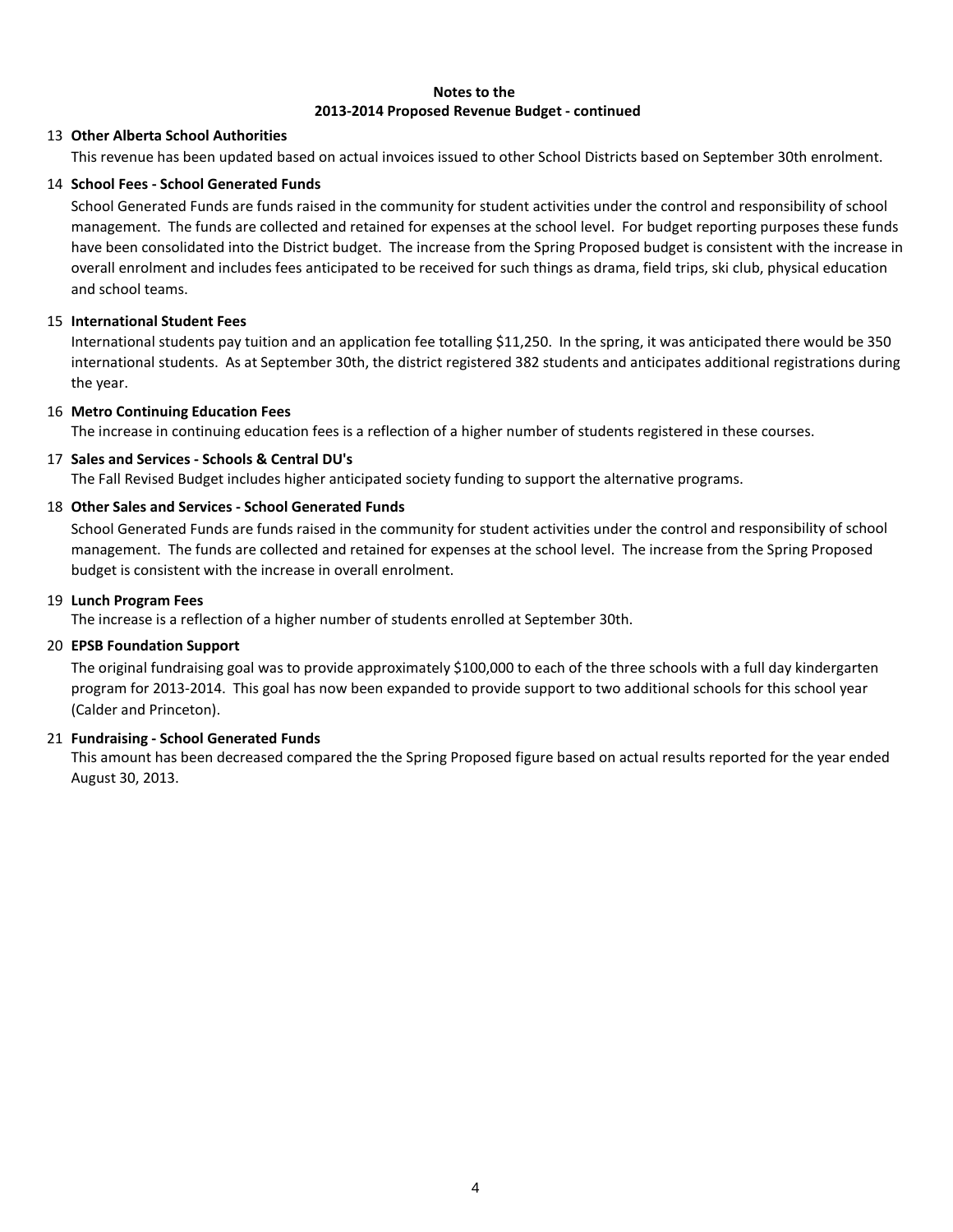**Notes to the**
**2013-2014 Proposed Revenue Budget - continued**

13 **Other Alberta School Authorities**

This revenue has been updated based on actual invoices issued to other School Districts based on September 30th enrolment.

14 **School Fees - School Generated Funds**

School Generated Funds are funds raised in the community for student activities under the control and responsibility of school management. The funds are collected and retained for expenses at the school level. For budget reporting purposes these funds have been consolidated into the District budget. The increase from the Spring Proposed budget is consistent with the increase in overall enrolment and includes fees anticipated to be received for such things as drama, field trips, ski club, physical education and school teams.

15 **International Student Fees**

International students pay tuition and an application fee totalling $11,250. In the spring, it was anticipated there would be 350 international students. As at September 30th, the district registered 382 students and anticipates additional registrations during the year.

16 **Metro Continuing Education Fees**

The increase in continuing education fees is a reflection of a higher number of students registered in these courses.

17 **Sales and Services - Schools & Central DU's**

The Fall Revised Budget includes higher anticipated society funding to support the alternative programs.

18 **Other Sales and Services - School Generated Funds**

School Generated Funds are funds raised in the community for student activities under the control and responsibility of school management. The funds are collected and retained for expenses at the school level. The increase from the Spring Proposed budget is consistent with the increase in overall enrolment.

19 **Lunch Program Fees**

The increase is a reflection of a higher number of students enrolled at September 30th.

20 **EPSB Foundation Support**

The original fundraising goal was to provide approximately $100,000 to each of the three schools with a full day kindergarten program for 2013-2014. This goal has now been expanded to provide support to two additional schools for this school year (Calder and Princeton).

21 **Fundraising - School Generated Funds**

This amount has been decreased compared the the Spring Proposed figure based on actual results reported for the year ended August 30, 2013.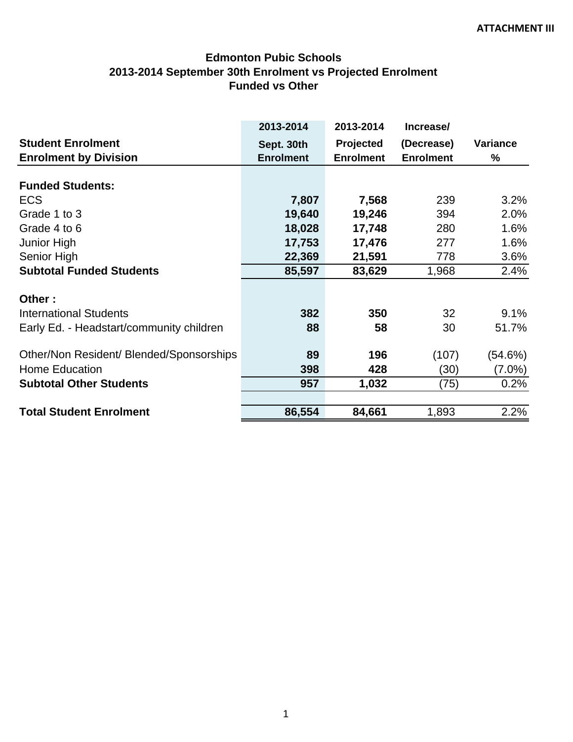ATTACHMENT III

**Edmonton Pubic Schools**
**2013-2014 September 30th Enrolment vs Projected Enrolment**
**Funded vs Other**

| **Student Enrolment**<br>**Enrolment by Division** | **2013-2014 Sept. 30th Enrolment** | **2013-2014 Projected Enrolment** | **Increase/ (Decrease) Enrolment** | **Variance %** |
|---|---|---|---|---|
| **Funded Students:** | | | | |
| ECS | **7,807** | **7,568** | 239 | 3.2% |
| Grade 1 to 3 | **19,640** | **19,246** | 394 | 2.0% |
| Grade 4 to 6 | **18,028** | **17,748** | 280 | 1.6% |
| Junior High | **17,753** | **17,476** | 277 | 1.6% |
| Senior High | **22,369** | **21,591** | 778 | 3.6% |
| **Subtotal Funded Students** | **85,597** | **83,629** | 1,968 | 2.4% |
| **Other :** | | | | |
| International Students | **382** | **350** | 32 | 9.1% |
| Early Ed. - Headstart/community children | **88** | **58** | 30 | 51.7% |
| Other/Non Resident/ Blended/Sponsorships | **89** | **196** | (107) | (54.6%) |
| Home Education | **398** | **428** | (30) | (7.0%) |
| **Subtotal Other Students** | **957** | **1,032** | (75) | 0.2% |
| **Total Student Enrolment** | **86,554** | **84,661** | 1,893 | 2.2% |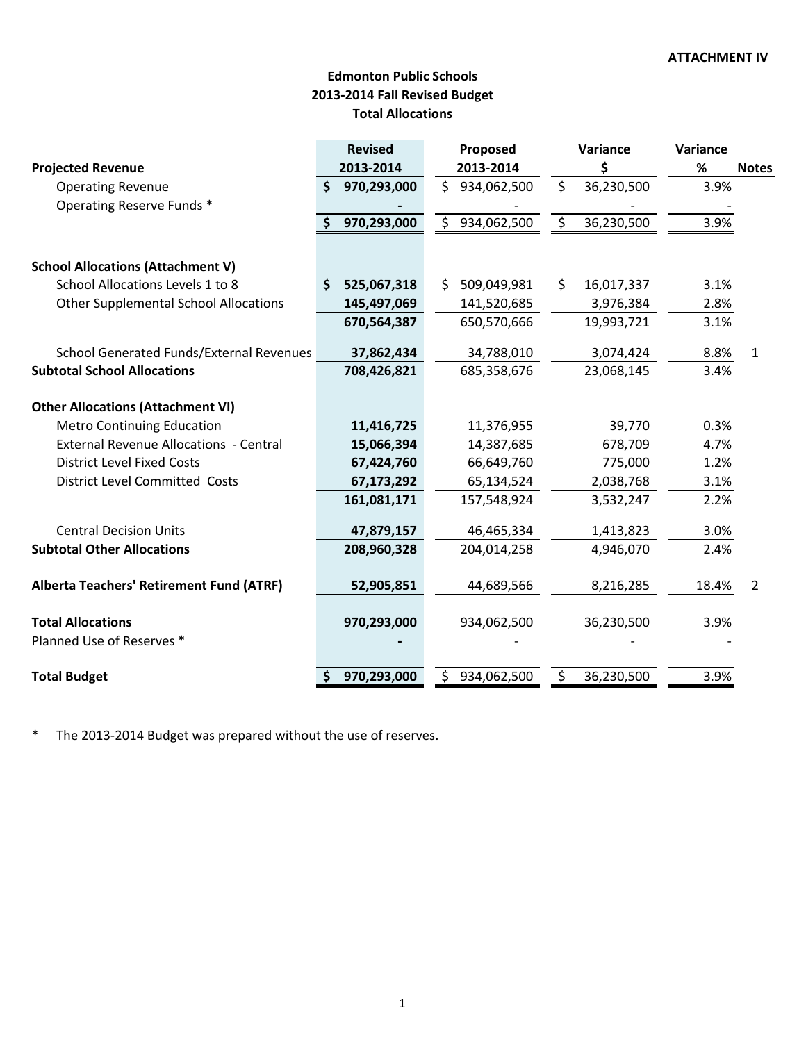**ATTACHMENT IV**

# Edmonton Public Schools
## 2013-2014 Fall Revised Budget
## Total Allocations

| Projected Revenue | Revised 2013-2014 | Proposed 2013-2014 | Variance $ | Variance % | Notes |
|---|---|---|---|---|---|
| Operating Revenue | $ 970,293,000 | $ 934,062,500 | $ 36,230,500 | 3.9% | |
| Operating Reserve Funds * | - | - | - | - | |
| | $ 970,293,000 | $ 934,062,500 | $ 36,230,500 | 3.9% | |
| **School Allocations (Attachment V)** | | | | | |
| School Allocations Levels 1 to 8 | $ 525,067,318 | $ 509,049,981 | $ 16,017,337 | 3.1% | |
| Other Supplemental School Allocations | 145,497,069 | 141,520,685 | 3,976,384 | 2.8% | |
| | 670,564,387 | 650,570,666 | 19,993,721 | 3.1% | |
| School Generated Funds/External Revenues | 37,862,434 | 34,788,010 | 3,074,424 | 8.8% | 1 |
| **Subtotal School Allocations** | 708,426,821 | 685,358,676 | 23,068,145 | 3.4% | |
| **Other Allocations (Attachment VI)** | | | | | |
| Metro Continuing Education | 11,416,725 | 11,376,955 | 39,770 | 0.3% | |
| External Revenue Allocations - Central | 15,066,394 | 14,387,685 | 678,709 | 4.7% | |
| District Level Fixed Costs | 67,424,760 | 66,649,760 | 775,000 | 1.2% | |
| District Level Committed Costs | 67,173,292 | 65,134,524 | 2,038,768 | 3.1% | |
| | 161,081,171 | 157,548,924 | 3,532,247 | 2.2% | |
| Central Decision Units | 47,879,157 | 46,465,334 | 1,413,823 | 3.0% | |
| **Subtotal Other Allocations** | 208,960,328 | 204,014,258 | 4,946,070 | 2.4% | |
| **Alberta Teachers' Retirement Fund (ATRF)** | 52,905,851 | 44,689,566 | 8,216,285 | 18.4% | 2 |
| **Total Allocations** | 970,293,000 | 934,062,500 | 36,230,500 | 3.9% | |
| Planned Use of Reserves * | - | - | - | - | |
| **Total Budget** | $ 970,293,000 | $ 934,062,500 | $ 36,230,500 | 3.9% | |

\* The 2013-2014 Budget was prepared without the use of reserves.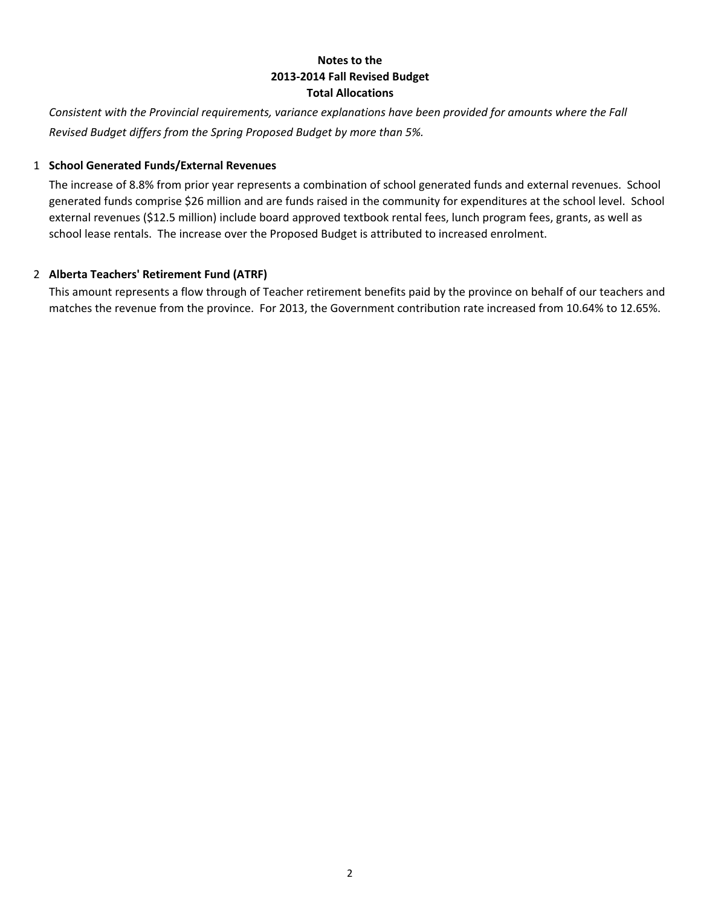# Notes to the
# 2013-2014 Fall Revised Budget
# Total Allocations

*Consistent with the Provincial requirements, variance explanations have been provided for amounts where the Fall Revised Budget differs from the Spring Proposed Budget by more than 5%.*

1 **School Generated Funds/External Revenues**

The increase of 8.8% from prior year represents a combination of school generated funds and external revenues. School generated funds comprise $26 million and are funds raised in the community for expenditures at the school level. School external revenues ($12.5 million) include board approved textbook rental fees, lunch program fees, grants, as well as school lease rentals. The increase over the Proposed Budget is attributed to increased enrolment.

2 **Alberta Teachers' Retirement Fund (ATRF)**

This amount represents a flow through of Teacher retirement benefits paid by the province on behalf of our teachers and matches the revenue from the province. For 2013, the Government contribution rate increased from 10.64% to 12.65%.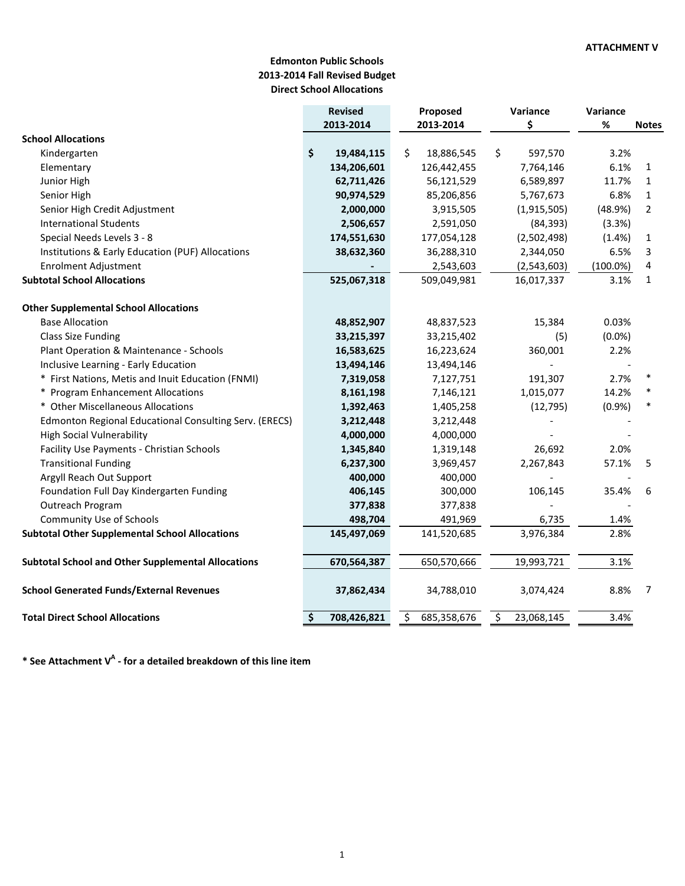ATTACHMENT V

**Edmonton Public Schools**
**2013-2014 Fall Revised Budget**
**Direct School Allocations**

| | Revised 2013-2014 | Proposed 2013-2014 | Variance $ | Variance % | Notes |
|---|---|---|---|---|---|
| **School Allocations** | | | | | |
| Kindergarten | **$ 19,484,115** | $ 18,886,545 | $ 597,570 | 3.2% | |
| Elementary | **134,206,601** | 126,442,455 | 7,764,146 | 6.1% | 1 |
| Junior High | **62,711,426** | 56,121,529 | 6,589,897 | 11.7% | 1 |
| Senior High | **90,974,529** | 85,206,856 | 5,767,673 | 6.8% | 1 |
| Senior High Credit Adjustment | **2,000,000** | 3,915,505 | (1,915,505) | (48.9%) | 2 |
| International Students | **2,506,657** | 2,591,050 | (84,393) | (3.3%) | |
| Special Needs Levels 3 - 8 | **174,551,630** | 177,054,128 | (2,502,498) | (1.4%) | 1 |
| Institutions & Early Education (PUF) Allocations | **38,632,360** | 36,288,310 | 2,344,050 | 6.5% | 3 |
| Enrolment Adjustment | **-** | 2,543,603 | (2,543,603) | (100.0%) | 4 |
| **Subtotal School Allocations** | **525,067,318** | 509,049,981 | 16,017,337 | 3.1% | 1 |
| | | | | | |
| **Other Supplemental School Allocations** | | | | | |
| Base Allocation | **48,852,907** | 48,837,523 | 15,384 | 0.03% | |
| Class Size Funding | **33,215,397** | 33,215,402 | (5) | (0.0%) | |
| Plant Operation & Maintenance - Schools | **16,583,625** | 16,223,624 | 360,001 | 2.2% | |
| Inclusive Learning - Early Education | **13,494,146** | 13,494,146 | - | - | |
| * First Nations, Metis and Inuit Education (FNMI) | **7,319,058** | 7,127,751 | 191,307 | 2.7% | * |
| * Program Enhancement Allocations | **8,161,198** | 7,146,121 | 1,015,077 | 14.2% | * |
| * Other Miscellaneous Allocations | **1,392,463** | 1,405,258 | (12,795) | (0.9%) | * |
| Edmonton Regional Educational Consulting Serv. (ERECS) | **3,212,448** | 3,212,448 | - | - | |
| High Social Vulnerability | **4,000,000** | 4,000,000 | - | - | |
| Facility Use Payments - Christian Schools | **1,345,840** | 1,319,148 | 26,692 | 2.0% | |
| Transitional Funding | **6,237,300** | 3,969,457 | 2,267,843 | 57.1% | 5 |
| Argyll Reach Out Support | **400,000** | 400,000 | - | - | |
| Foundation Full Day Kindergarten Funding | **406,145** | 300,000 | 106,145 | 35.4% | 6 |
| Outreach Program | **377,838** | 377,838 | - | - | |
| Community Use of Schools | **498,704** | 491,969 | 6,735 | 1.4% | |
| **Subtotal Other Supplemental School Allocations** | **145,497,069** | 141,520,685 | 3,976,384 | 2.8% | |
| | | | | | |
| **Subtotal School and Other Supplemental Allocations** | **670,564,387** | 650,570,666 | 19,993,721 | 3.1% | |
| | | | | | |
| **School Generated Funds/External Revenues** | **37,862,434** | 34,788,010 | 3,074,424 | 8.8% | 7 |
| | | | | | |
| **Total Direct School Allocations** | **$ 708,426,821** | $ 685,358,676 | $ 23,068,145 | 3.4% | |

**\* See Attachment V[A] - for a detailed breakdown of this line item**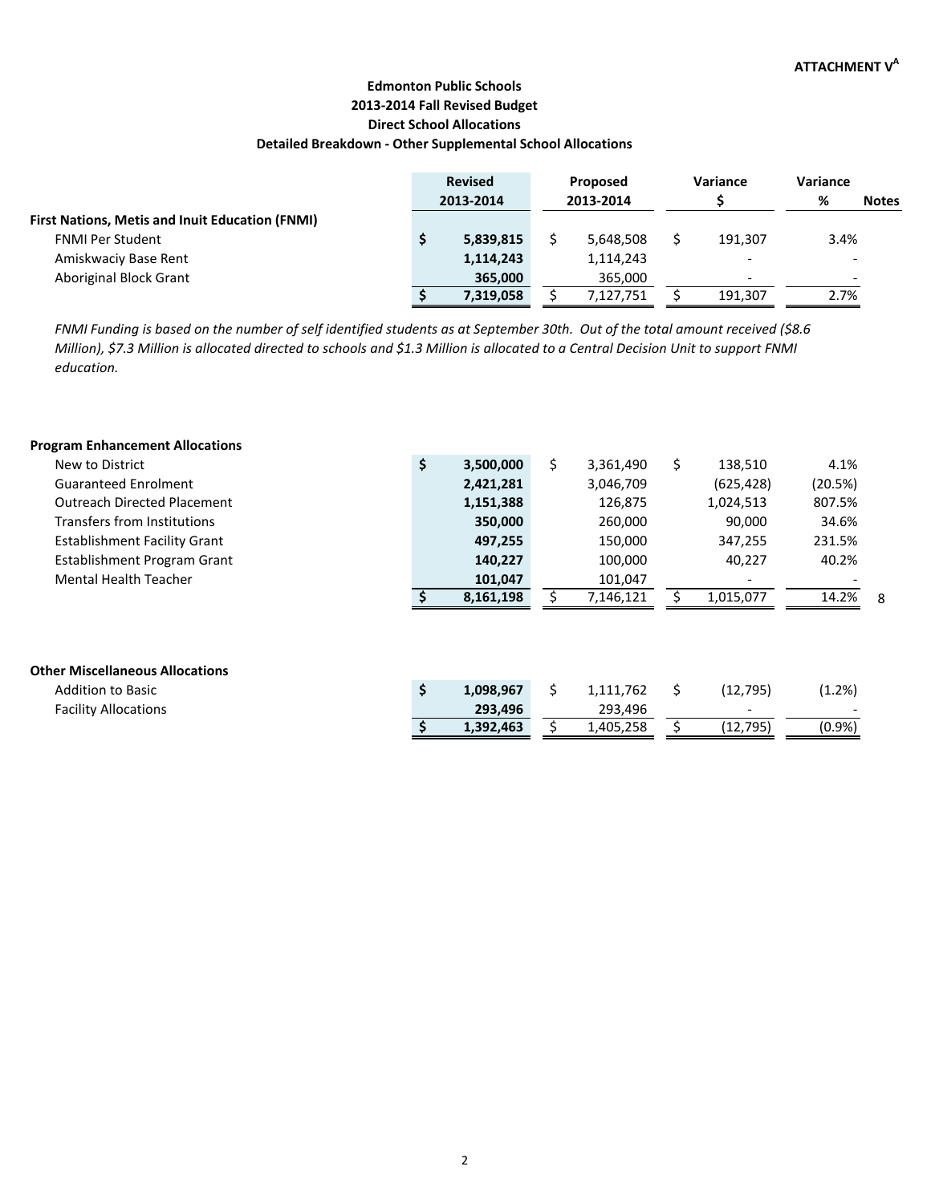**ATTACHMENT V[A]**

# Edmonton Public Schools
## 2013-2014 Fall Revised Budget
## Direct School Allocations
## Detailed Breakdown - Other Supplemental School Allocations

| | Revised 2013-2014 | Proposed 2013-2014 | Variance $ | Variance % | Notes |
|---|---|---|---|---|---|
| **First Nations, Metis and Inuit Education (FNMI)** | | | | | |
| FNMI Per Student | **$ 5,839,815** | $ 5,648,508 | $ 191,307 | 3.4% | |
| Amiskwaciy Base Rent | **1,114,243** | 1,114,243 | - | - | |
| Aboriginal Block Grant | **365,000** | 365,000 | - | - | |
| | **$ 7,319,058** | $ 7,127,751 | $ 191,307 | 2.7% | |

*FNMI Funding is based on the number of self identified students as at September 30th. Out of the total amount received ($8.6 Million), $7.3 Million is allocated directed to schools and $1.3 Million is allocated to a Central Decision Unit to support FNMI education.*

| | Revised 2013-2014 | Proposed 2013-2014 | Variance $ | Variance % | Notes |
|---|---|---|---|---|---|
| **Program Enhancement Allocations** | | | | | |
| New to District | **$ 3,500,000** | $ 3,361,490 | $ 138,510 | 4.1% | |
| Guaranteed Enrolment | **2,421,281** | 3,046,709 | (625,428) | (20.5%) | |
| Outreach Directed Placement | **1,151,388** | 126,875 | 1,024,513 | 807.5% | |
| Transfers from Institutions | **350,000** | 260,000 | 90,000 | 34.6% | |
| Establishment Facility Grant | **497,255** | 150,000 | 347,255 | 231.5% | |
| Establishment Program Grant | **140,227** | 100,000 | 40,227 | 40.2% | |
| Mental Health Teacher | **101,047** | 101,047 | - | - | |
| | **$ 8,161,198** | $ 7,146,121 | $ 1,015,077 | 14.2% | 8 |

| | Revised 2013-2014 | Proposed 2013-2014 | Variance $ | Variance % | Notes |
|---|---|---|---|---|---|
| **Other Miscellaneous Allocations** | | | | | |
| Addition to Basic | **$ 1,098,967** | $ 1,111,762 | $ (12,795) | (1.2%) | |
| Facility Allocations | **293,496** | 293,496 | - | - | |
| | **$ 1,392,463** | $ 1,405,258 | $ (12,795) | (0.9%) | |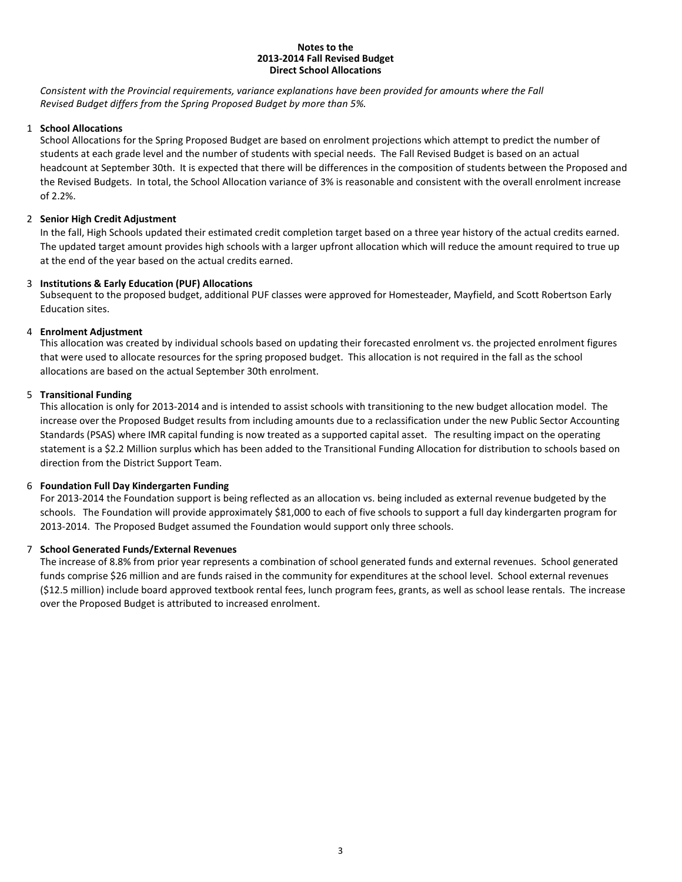**Notes to the**
**2013-2014 Fall Revised Budget**
**Direct School Allocations**

*Consistent with the Provincial requirements, variance explanations have been provided for amounts where the Fall Revised Budget differs from the Spring Proposed Budget by more than 5%.*

1 **School Allocations**
School Allocations for the Spring Proposed Budget are based on enrolment projections which attempt to predict the number of students at each grade level and the number of students with special needs. The Fall Revised Budget is based on an actual headcount at September 30th. It is expected that there will be differences in the composition of students between the Proposed and the Revised Budgets. In total, the School Allocation variance of 3% is reasonable and consistent with the overall enrolment increase of 2.2%.

2 **Senior High Credit Adjustment**
In the fall, High Schools updated their estimated credit completion target based on a three year history of the actual credits earned. The updated target amount provides high schools with a larger upfront allocation which will reduce the amount required to true up at the end of the year based on the actual credits earned.

3 **Institutions & Early Education (PUF) Allocations**
Subsequent to the proposed budget, additional PUF classes were approved for Homesteader, Mayfield, and Scott Robertson Early Education sites.

4 **Enrolment Adjustment**
This allocation was created by individual schools based on updating their forecasted enrolment vs. the projected enrolment figures that were used to allocate resources for the spring proposed budget. This allocation is not required in the fall as the school allocations are based on the actual September 30th enrolment.

5 **Transitional Funding**
This allocation is only for 2013-2014 and is intended to assist schools with transitioning to the new budget allocation model. The increase over the Proposed Budget results from including amounts due to a reclassification under the new Public Sector Accounting Standards (PSAS) where IMR capital funding is now treated as a supported capital asset. The resulting impact on the operating statement is a $2.2 Million surplus which has been added to the Transitional Funding Allocation for distribution to schools based on direction from the District Support Team.

6 **Foundation Full Day Kindergarten Funding**
For 2013-2014 the Foundation support is being reflected as an allocation vs. being included as external revenue budgeted by the schools. The Foundation will provide approximately $81,000 to each of five schools to support a full day kindergarten program for 2013-2014. The Proposed Budget assumed the Foundation would support only three schools.

7 **School Generated Funds/External Revenues**
The increase of 8.8% from prior year represents a combination of school generated funds and external revenues. School generated funds comprise $26 million and are funds raised in the community for expenditures at the school level. School external revenues ($12.5 million) include board approved textbook rental fees, lunch program fees, grants, as well as school lease rentals. The increase over the Proposed Budget is attributed to increased enrolment.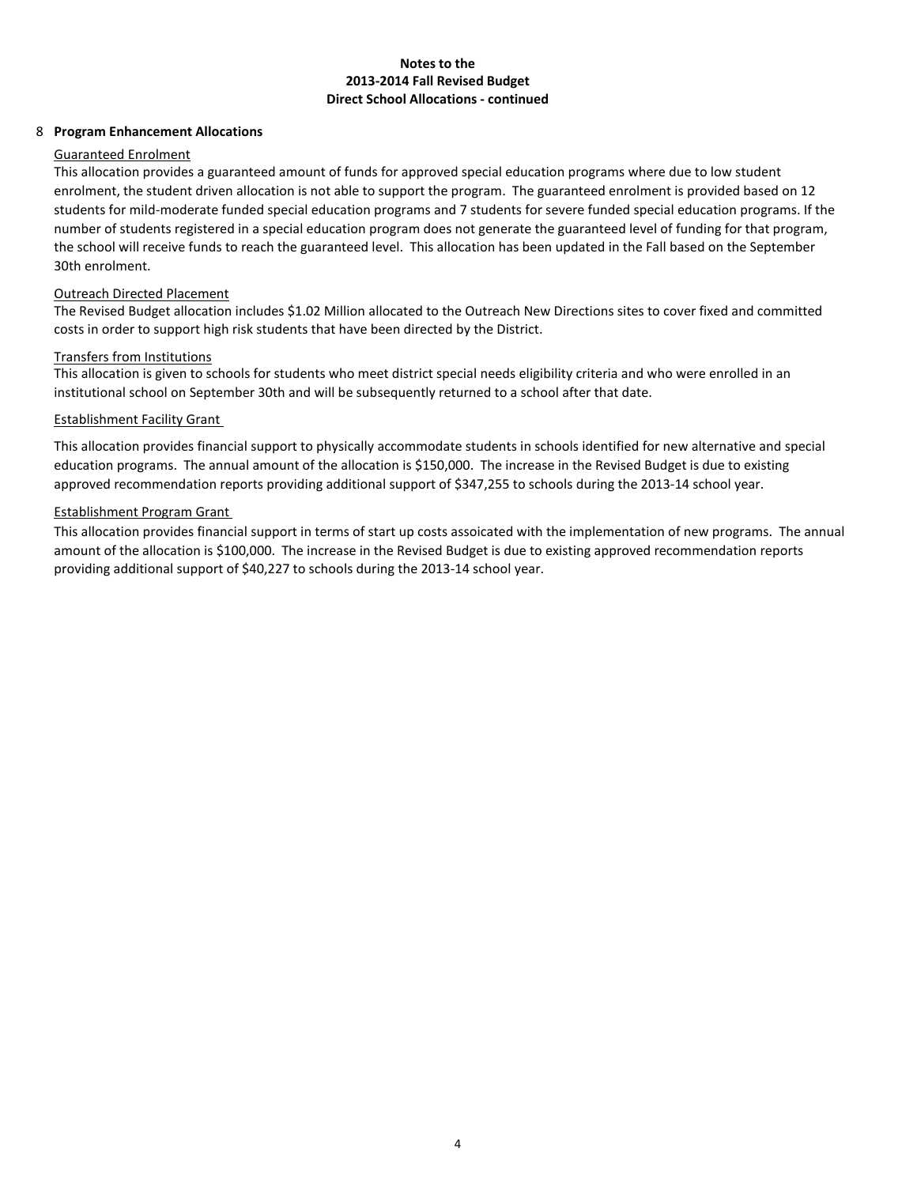**Notes to the**
**2013-2014 Fall Revised Budget**
**Direct School Allocations - continued**

8 **Program Enhancement Allocations**

Guaranteed Enrolment

This allocation provides a guaranteed amount of funds for approved special education programs where due to low student enrolment, the student driven allocation is not able to support the program. The guaranteed enrolment is provided based on 12 students for mild-moderate funded special education programs and 7 students for severe funded special education programs. If the number of students registered in a special education program does not generate the guaranteed level of funding for that program, the school will receive funds to reach the guaranteed level. This allocation has been updated in the Fall based on the September 30th enrolment.

Outreach Directed Placement

The Revised Budget allocation includes $1.02 Million allocated to the Outreach New Directions sites to cover fixed and committed costs in order to support high risk students that have been directed by the District.

Transfers from Institutions

This allocation is given to schools for students who meet district special needs eligibility criteria and who were enrolled in an institutional school on September 30th and will be subsequently returned to a school after that date.

Establishment Facility Grant

This allocation provides financial support to physically accommodate students in schools identified for new alternative and special education programs. The annual amount of the allocation is $150,000. The increase in the Revised Budget is due to existing approved recommendation reports providing additional support of $347,255 to schools during the 2013-14 school year.

Establishment Program Grant

This allocation provides financial support in terms of start up costs assoicated with the implementation of new programs. The annual amount of the allocation is $100,000. The increase in the Revised Budget is due to existing approved recommendation reports providing additional support of $40,227 to schools during the 2013-14 school year.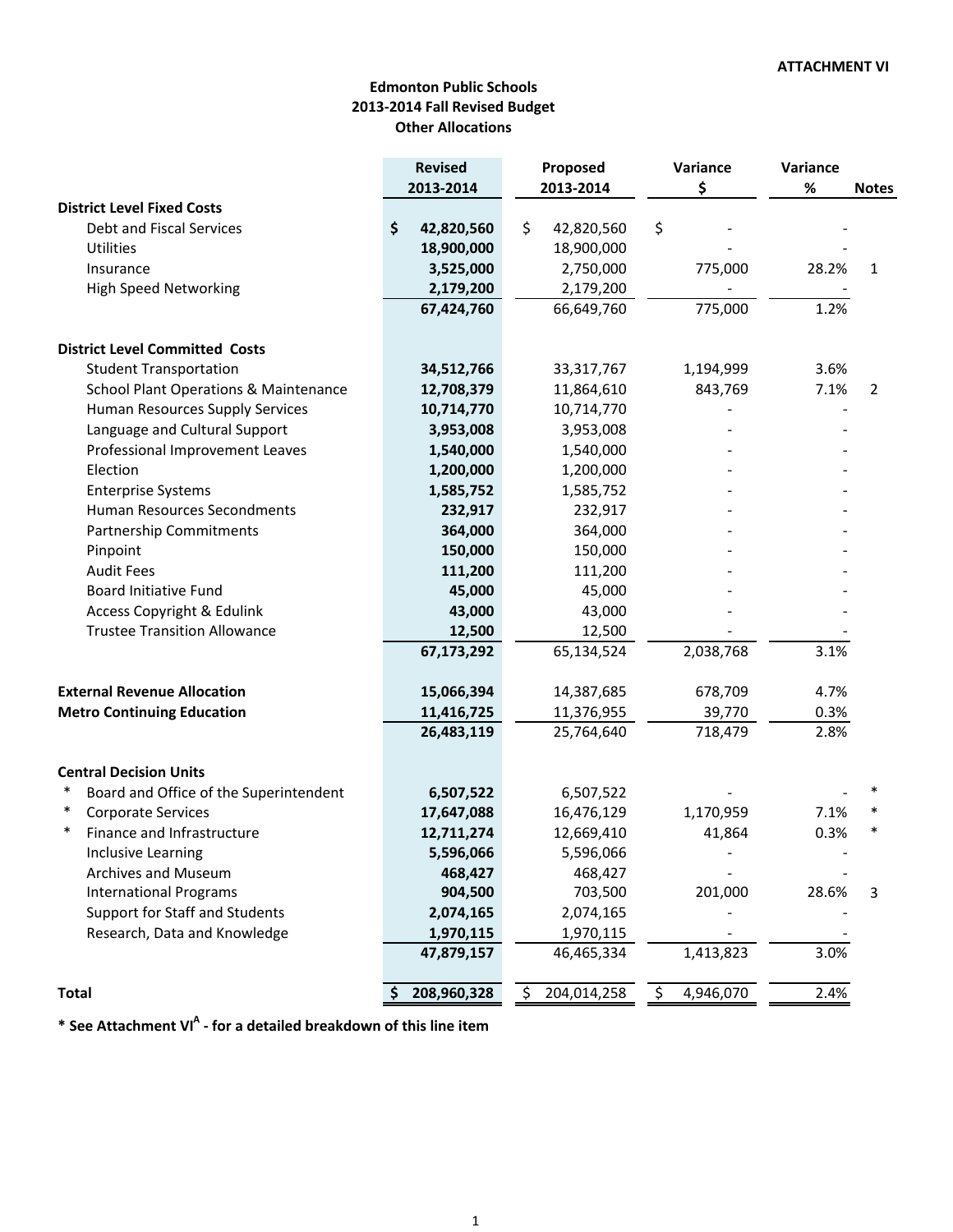ATTACHMENT VI

**Edmonton Public Schools**
**2013-2014 Fall Revised Budget**
**Other Allocations**

| | Revised 2013-2014 | Proposed 2013-2014 | Variance $ | Variance % | Notes |
|---|---|---|---|---|---|
| **District Level Fixed Costs** | | | | | |
| Debt and Fiscal Services | **$ 42,820,560** | $ 42,820,560 | $ - | - | |
| Utilities | **18,900,000** | 18,900,000 | - | - | |
| Insurance | **3,525,000** | 2,750,000 | 775,000 | 28.2% | 1 |
| High Speed Networking | **2,179,200** | 2,179,200 | - | - | |
| | **67,424,760** | 66,649,760 | 775,000 | 1.2% | |
| **District Level Committed Costs** | | | | | |
| Student Transportation | **34,512,766** | 33,317,767 | 1,194,999 | 3.6% | |
| School Plant Operations & Maintenance | **12,708,379** | 11,864,610 | 843,769 | 7.1% | 2 |
| Human Resources Supply Services | **10,714,770** | 10,714,770 | - | - | |
| Language and Cultural Support | **3,953,008** | 3,953,008 | - | - | |
| Professional Improvement Leaves | **1,540,000** | 1,540,000 | - | - | |
| Election | **1,200,000** | 1,200,000 | - | - | |
| Enterprise Systems | **1,585,752** | 1,585,752 | - | - | |
| Human Resources Secondments | **232,917** | 232,917 | - | - | |
| Partnership Commitments | **364,000** | 364,000 | - | - | |
| Pinpoint | **150,000** | 150,000 | - | - | |
| Audit Fees | **111,200** | 111,200 | - | - | |
| Board Initiative Fund | **45,000** | 45,000 | - | - | |
| Access Copyright & Edulink | **43,000** | 43,000 | - | - | |
| Trustee Transition Allowance | **12,500** | 12,500 | - | - | |
| | **67,173,292** | 65,134,524 | 2,038,768 | 3.1% | |
| **External Revenue Allocation** | **15,066,394** | 14,387,685 | 678,709 | 4.7% | |
| **Metro Continuing Education** | **11,416,725** | 11,376,955 | 39,770 | 0.3% | |
| | **26,483,119** | 25,764,640 | 718,479 | 2.8% | |
| **Central Decision Units** | | | | | |
| * Board and Office of the Superintendent | **6,507,522** | 6,507,522 | - | - | * |
| * Corporate Services | **17,647,088** | 16,476,129 | 1,170,959 | 7.1% | * |
| * Finance and Infrastructure | **12,711,274** | 12,669,410 | 41,864 | 0.3% | * |
| Inclusive Learning | **5,596,066** | 5,596,066 | - | - | |
| Archives and Museum | **468,427** | 468,427 | - | - | |
| International Programs | **904,500** | 703,500 | 201,000 | 28.6% | 3 |
| Support for Staff and Students | **2,074,165** | 2,074,165 | - | - | |
| Research, Data and Knowledge | **1,970,115** | 1,970,115 | - | - | |
| | **47,879,157** | 46,465,334 | 1,413,823 | 3.0% | |
| **Total** | **$ 208,960,328** | $ 204,014,258 | $ 4,946,070 | 2.4% | |

**\* See Attachment VI[A] - for a detailed breakdown of this line item**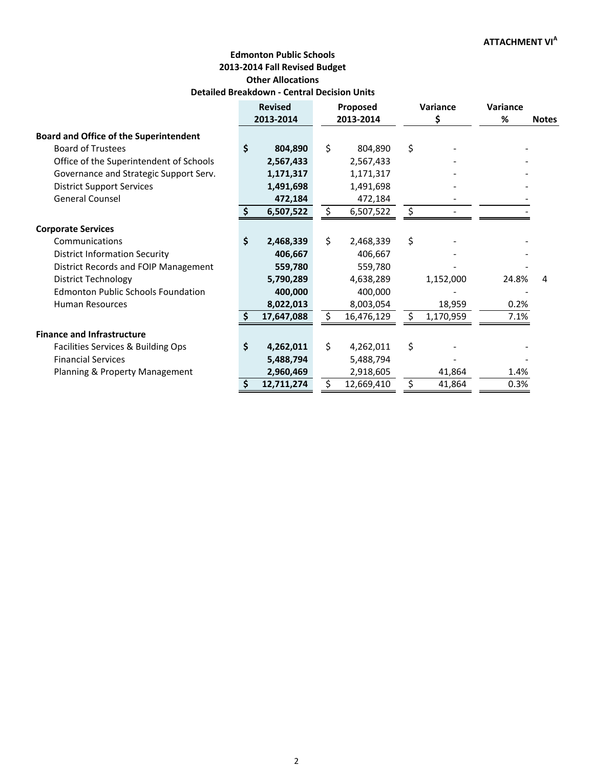**ATTACHMENT VI[A]**

**Edmonton Public Schools**
**2013-2014 Fall Revised Budget**
**Other Allocations**
**Detailed Breakdown - Central Decision Units**

| | Revised 2013-2014 | Proposed 2013-2014 | Variance $ | Variance % | Notes |
|---|---|---|---|---|---|
| **Board and Office of the Superintendent** | | | | | |
| Board of Trustees | **$ 804,890** | $ 804,890 | $ - | - | |
| Office of the Superintendent of Schools | **2,567,433** | 2,567,433 | - | - | |
| Governance and Strategic Support Serv. | **1,171,317** | 1,171,317 | - | - | |
| District Support Services | **1,491,698** | 1,491,698 | - | - | |
| General Counsel | **472,184** | 472,184 | - | - | |
| | **$ 6,507,522** | $ 6,507,522 | $ - | - | |
| **Corporate Services** | | | | | |
| Communications | **$ 2,468,339** | $ 2,468,339 | $ - | - | |
| District Information Security | **406,667** | 406,667 | - | - | |
| District Records and FOIP Management | **559,780** | 559,780 | - | - | |
| District Technology | **5,790,289** | 4,638,289 | 1,152,000 | 24.8% | 4 |
| Edmonton Public Schools Foundation | **400,000** | 400,000 | - | - | |
| Human Resources | **8,022,013** | 8,003,054 | 18,959 | 0.2% | |
| | **$ 17,647,088** | $ 16,476,129 | $ 1,170,959 | 7.1% | |
| **Finance and Infrastructure** | | | | | |
| Facilities Services & Building Ops | **$ 4,262,011** | $ 4,262,011 | $ - | - | |
| Financial Services | **5,488,794** | 5,488,794 | - | - | |
| Planning & Property Management | **2,960,469** | 2,918,605 | 41,864 | 1.4% | |
| | **$ 12,711,274** | $ 12,669,410 | $ 41,864 | 0.3% | |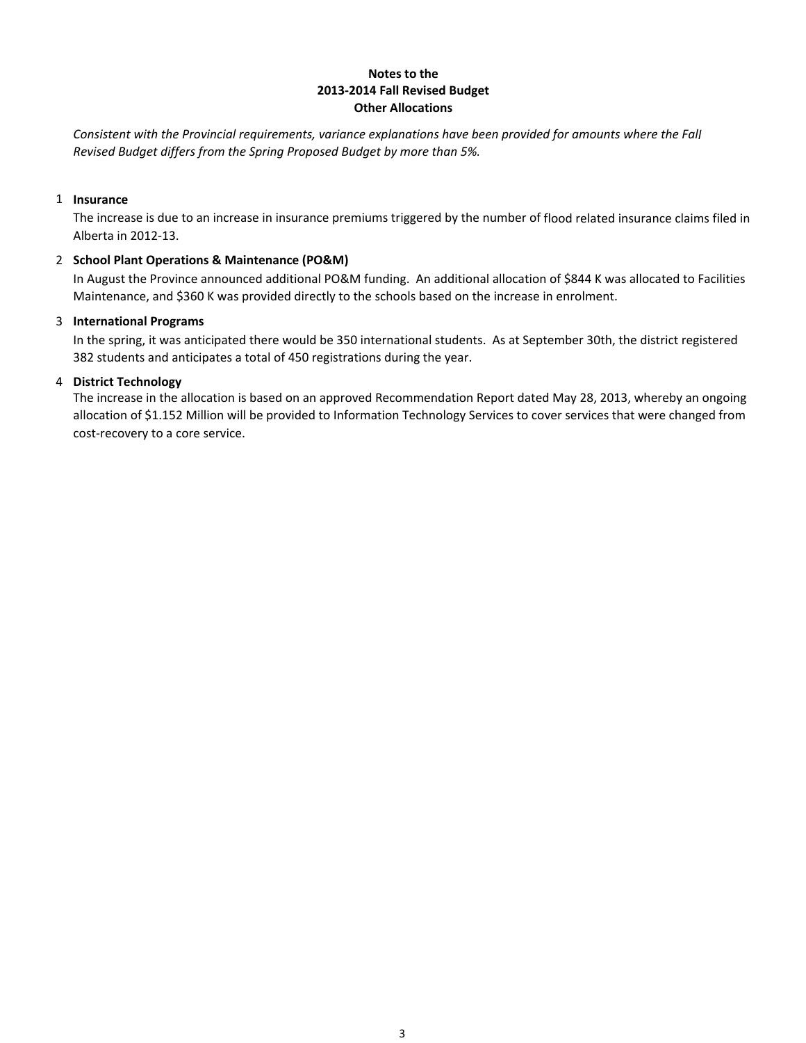# Notes to the 2013-2014 Fall Revised Budget Other Allocations

*Consistent with the Provincial requirements, variance explanations have been provided for amounts where the Fall Revised Budget differs from the Spring Proposed Budget by more than 5%.*

1 **Insurance**

The increase is due to an increase in insurance premiums triggered by the number of flood related insurance claims filed in Alberta in 2012-13.

2 **School Plant Operations & Maintenance (PO&M)**

In August the Province announced additional PO&M funding. An additional allocation of $844 K was allocated to Facilities Maintenance, and $360 K was provided directly to the schools based on the increase in enrolment.

3 **International Programs**

In the spring, it was anticipated there would be 350 international students. As at September 30th, the district registered 382 students and anticipates a total of 450 registrations during the year.

4 **District Technology**

The increase in the allocation is based on an approved Recommendation Report dated May 28, 2013, whereby an ongoing allocation of $1.152 Million will be provided to Information Technology Services to cover services that were changed from cost-recovery to a core service.